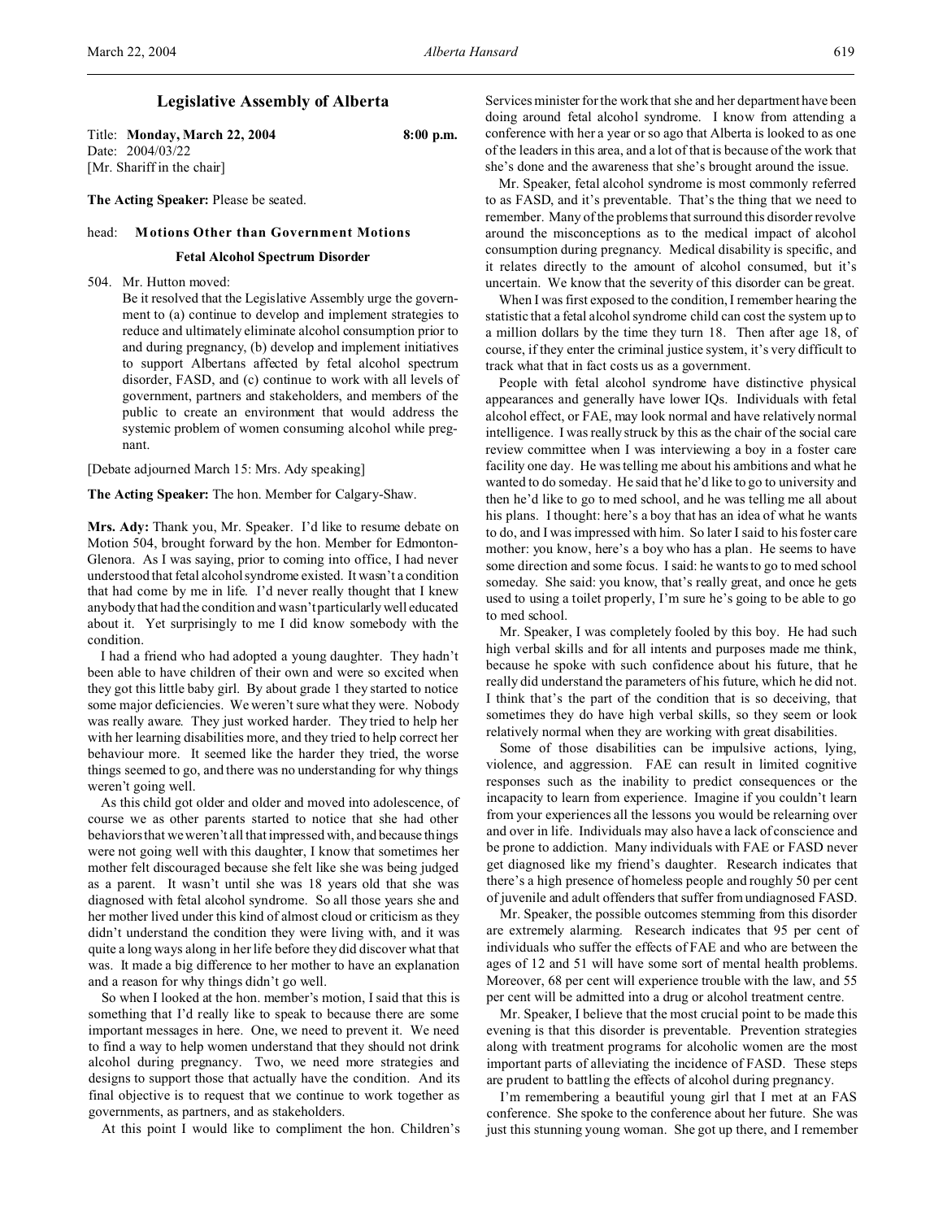# Legislative Assembly of Alberta

Title: **Monday, March 22, 2004** **8:00 p.m.**
Date: 2004/03/22
[Mr. Shariff in the chair]

**The Acting Speaker:** Please be seated.

head: **Motions Other than Government Motions**

### Fetal Alcohol Spectrum Disorder

504. Mr. Hutton moved:

Be it resolved that the Legislative Assembly urge the government to (a) continue to develop and implement strategies to reduce and ultimately eliminate alcohol consumption prior to and during pregnancy, (b) develop and implement initiatives to support Albertans affected by fetal alcohol spectrum disorder, FASD, and (c) continue to work with all levels of government, partners and stakeholders, and members of the public to create an environment that would address the systemic problem of women consuming alcohol while pregnant.

[Debate adjourned March 15: Mrs. Ady speaking]

**The Acting Speaker:** The hon. Member for Calgary-Shaw.

**Mrs. Ady:** Thank you, Mr. Speaker. I'd like to resume debate on Motion 504, brought forward by the hon. Member for Edmonton-Glenora. As I was saying, prior to coming into office, I had never understood that fetal alcohol syndrome existed. It wasn't a condition that had come by me in life. I'd never really thought that I knew anybody that had the condition and wasn't particularly well educated about it. Yet surprisingly to me I did know somebody with the condition.

I had a friend who had adopted a young daughter. They hadn't been able to have children of their own and were so excited when they got this little baby girl. By about grade 1 they started to notice some major deficiencies. We weren't sure what they were. Nobody was really aware. They just worked harder. They tried to help her with her learning disabilities more, and they tried to help correct her behaviour more. It seemed like the harder they tried, the worse things seemed to go, and there was no understanding for why things weren't going well.

As this child got older and older and moved into adolescence, of course we as other parents started to notice that she had other behaviors that we weren't all that impressed with, and because things were not going well with this daughter, I know that sometimes her mother felt discouraged because she felt like she was being judged as a parent. It wasn't until she was 18 years old that she was diagnosed with fetal alcohol syndrome. So all those years she and her mother lived under this kind of almost cloud or criticism as they didn't understand the condition they were living with, and it was quite a long ways along in her life before they did discover what that was. It made a big difference to her mother to have an explanation and a reason for why things didn't go well.

So when I looked at the hon. member's motion, I said that this is something that I'd really like to speak to because there are some important messages in here. One, we need to prevent it. We need to find a way to help women understand that they should not drink alcohol during pregnancy. Two, we need more strategies and designs to support those that actually have the condition. And its final objective is to request that we continue to work together as governments, as partners, and as stakeholders.

At this point I would like to compliment the hon. Children's Services minister for the work that she and her department have been doing around fetal alcohol syndrome. I know from attending a conference with her a year or so ago that Alberta is looked to as one of the leaders in this area, and a lot of that is because of the work that she's done and the awareness that she's brought around the issue.

Mr. Speaker, fetal alcohol syndrome is most commonly referred to as FASD, and it's preventable. That's the thing that we need to remember. Many of the problems that surround this disorder revolve around the misconceptions as to the medical impact of alcohol consumption during pregnancy. Medical disability is specific, and it relates directly to the amount of alcohol consumed, but it's uncertain. We know that the severity of this disorder can be great.

When I was first exposed to the condition, I remember hearing the statistic that a fetal alcohol syndrome child can cost the system up to a million dollars by the time they turn 18. Then after age 18, of course, if they enter the criminal justice system, it's very difficult to track what that in fact costs us as a government.

People with fetal alcohol syndrome have distinctive physical appearances and generally have lower IQs. Individuals with fetal alcohol effect, or FAE, may look normal and have relatively normal intelligence. I was really struck by this as the chair of the social care review committee when I was interviewing a boy in a foster care facility one day. He was telling me about his ambitions and what he wanted to do someday. He said that he'd like to go to university and then he'd like to go to med school, and he was telling me all about his plans. I thought: here's a boy that has an idea of what he wants to do, and I was impressed with him. So later I said to his foster care mother: you know, here's a boy who has a plan. He seems to have some direction and some focus. I said: he wants to go to med school someday. She said: you know, that's really great, and once he gets used to using a toilet properly, I'm sure he's going to be able to go to med school.

Mr. Speaker, I was completely fooled by this boy. He had such high verbal skills and for all intents and purposes made me think, because he spoke with such confidence about his future, that he really did understand the parameters of his future, which he did not. I think that's the part of the condition that is so deceiving, that sometimes they do have high verbal skills, so they seem or look relatively normal when they are working with great disabilities.

Some of those disabilities can be impulsive actions, lying, violence, and aggression. FAE can result in limited cognitive responses such as the inability to predict consequences or the incapacity to learn from experience. Imagine if you couldn't learn from your experiences all the lessons you would be relearning over and over in life. Individuals may also have a lack of conscience and be prone to addiction. Many individuals with FAE or FASD never get diagnosed like my friend's daughter. Research indicates that there's a high presence of homeless people and roughly 50 per cent of juvenile and adult offenders that suffer from undiagnosed FASD.

Mr. Speaker, the possible outcomes stemming from this disorder are extremely alarming. Research indicates that 95 per cent of individuals who suffer the effects of FAE and who are between the ages of 12 and 51 will have some sort of mental health problems. Moreover, 68 per cent will experience trouble with the law, and 55 per cent will be admitted into a drug or alcohol treatment centre.

Mr. Speaker, I believe that the most crucial point to be made this evening is that this disorder is preventable. Prevention strategies along with treatment programs for alcoholic women are the most important parts of alleviating the incidence of FASD. These steps are prudent to battling the effects of alcohol during pregnancy.

I'm remembering a beautiful young girl that I met at an FAS conference. She spoke to the conference about her future. She was just this stunning young woman. She got up there, and I remember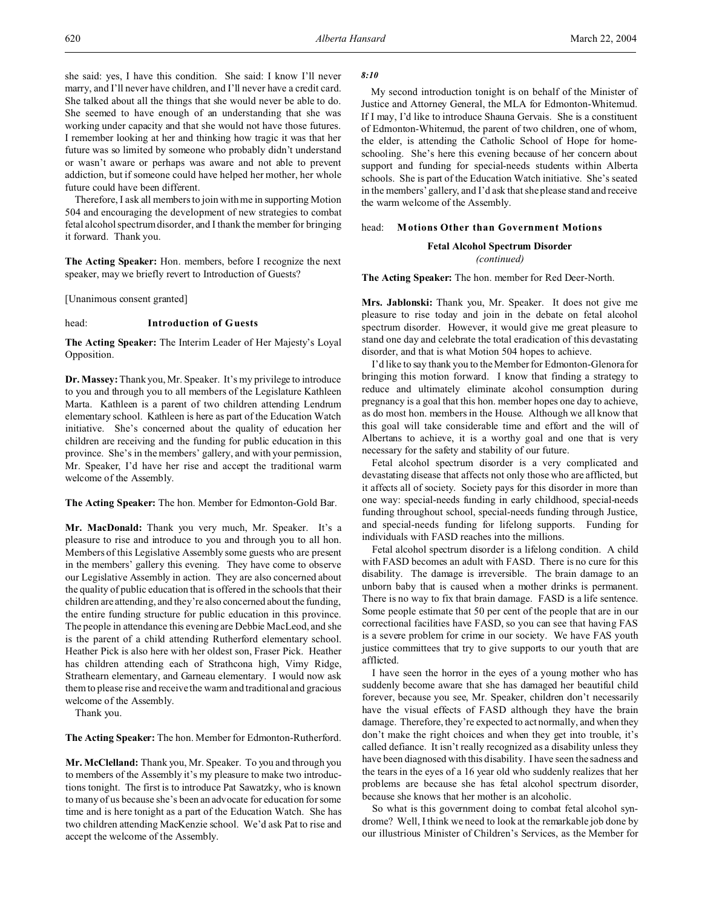she said: yes, I have this condition. She said: I know I'll never marry, and I'll never have children, and I'll never have a credit card. She talked about all the things that she would never be able to do. She seemed to have enough of an understanding that she was working under capacity and that she would not have those futures. I remember looking at her and thinking how tragic it was that her future was so limited by someone who probably didn't understand or wasn't aware or perhaps was aware and not able to prevent addiction, but if someone could have helped her mother, her whole future could have been different.

Therefore, I ask all members to join with me in supporting Motion 504 and encouraging the development of new strategies to combat fetal alcohol spectrum disorder, and I thank the member for bringing it forward. Thank you.

**The Acting Speaker:** Hon. members, before I recognize the next speaker, may we briefly revert to Introduction of Guests?

[Unanimous consent granted]

head: **Introduction of Guests**

**The Acting Speaker:** The Interim Leader of Her Majesty's Loyal Opposition.

**Dr. Massey:** Thank you, Mr. Speaker. It's my privilege to introduce to you and through you to all members of the Legislature Kathleen Marta. Kathleen is a parent of two children attending Lendrum elementary school. Kathleen is here as part of the Education Watch initiative. She's concerned about the quality of education her children are receiving and the funding for public education in this province. She's in the members' gallery, and with your permission, Mr. Speaker, I'd have her rise and accept the traditional warm welcome of the Assembly.

**The Acting Speaker:** The hon. Member for Edmonton-Gold Bar.

**Mr. MacDonald:** Thank you very much, Mr. Speaker. It's a pleasure to rise and introduce to you and through you to all hon. Members of this Legislative Assembly some guests who are present in the members' gallery this evening. They have come to observe our Legislative Assembly in action. They are also concerned about the quality of public education that is offered in the schools that their children are attending, and they're also concerned about the funding, the entire funding structure for public education in this province. The people in attendance this evening are Debbie MacLeod, and she is the parent of a child attending Rutherford elementary school. Heather Pick is also here with her oldest son, Fraser Pick. Heather has children attending each of Strathcona high, Vimy Ridge, Strathearn elementary, and Garneau elementary. I would now ask them to please rise and receive the warm and traditional and gracious welcome of the Assembly.

Thank you.

**The Acting Speaker:** The hon. Member for Edmonton-Rutherford.

**Mr. McClelland:** Thank you, Mr. Speaker. To you and through you to members of the Assembly it's my pleasure to make two introductions tonight. The first is to introduce Pat Sawatzky, who is known to many of us because she's been an advocate for education for some time and is here tonight as a part of the Education Watch. She has two children attending MacKenzie school. We'd ask Pat to rise and accept the welcome of the Assembly.

*8:10*

My second introduction tonight is on behalf of the Minister of Justice and Attorney General, the MLA for Edmonton-Whitemud. If I may, I'd like to introduce Shauna Gervais. She is a constituent of Edmonton-Whitemud, the parent of two children, one of whom, the elder, is attending the Catholic School of Hope for home-schooling. She's here this evening because of her concern about support and funding for special-needs students within Alberta schools. She is part of the Education Watch initiative. She's seated in the members' gallery, and I'd ask that she please stand and receive the warm welcome of the Assembly.

head: **Motions Other than Government Motions**

**Fetal Alcohol Spectrum Disorder**
*(continued)*

**The Acting Speaker:** The hon. member for Red Deer-North.

**Mrs. Jablonski:** Thank you, Mr. Speaker. It does not give me pleasure to rise today and join in the debate on fetal alcohol spectrum disorder. However, it would give me great pleasure to stand one day and celebrate the total eradication of this devastating disorder, and that is what Motion 504 hopes to achieve.

I'd like to say thank you to the Member for Edmonton-Glenora for bringing this motion forward. I know that finding a strategy to reduce and ultimately eliminate alcohol consumption during pregnancy is a goal that this hon. member hopes one day to achieve, as do most hon. members in the House. Although we all know that this goal will take considerable time and effort and the will of Albertans to achieve, it is a worthy goal and one that is very necessary for the safety and stability of our future.

Fetal alcohol spectrum disorder is a very complicated and devastating disease that affects not only those who are afflicted, but it affects all of society. Society pays for this disorder in more than one way: special-needs funding in early childhood, special-needs funding throughout school, special-needs funding through Justice, and special-needs funding for lifelong supports. Funding for individuals with FASD reaches into the millions.

Fetal alcohol spectrum disorder is a lifelong condition. A child with FASD becomes an adult with FASD. There is no cure for this disability. The damage is irreversible. The brain damage to an unborn baby that is caused when a mother drinks is permanent. There is no way to fix that brain damage. FASD is a life sentence. Some people estimate that 50 per cent of the people that are in our correctional facilities have FASD, so you can see that having FAS is a severe problem for crime in our society. We have FAS youth justice committees that try to give supports to our youth that are afflicted.

I have seen the horror in the eyes of a young mother who has suddenly become aware that she has damaged her beautiful child forever, because you see, Mr. Speaker, children don't necessarily have the visual effects of FASD although they have the brain damage. Therefore, they're expected to act normally, and when they don't make the right choices and when they get into trouble, it's called defiance. It isn't really recognized as a disability unless they have been diagnosed with this disability. I have seen the sadness and the tears in the eyes of a 16 year old who suddenly realizes that her problems are because she has fetal alcohol spectrum disorder, because she knows that her mother is an alcoholic.

So what is this government doing to combat fetal alcohol syndrome? Well, I think we need to look at the remarkable job done by our illustrious Minister of Children's Services, as the Member for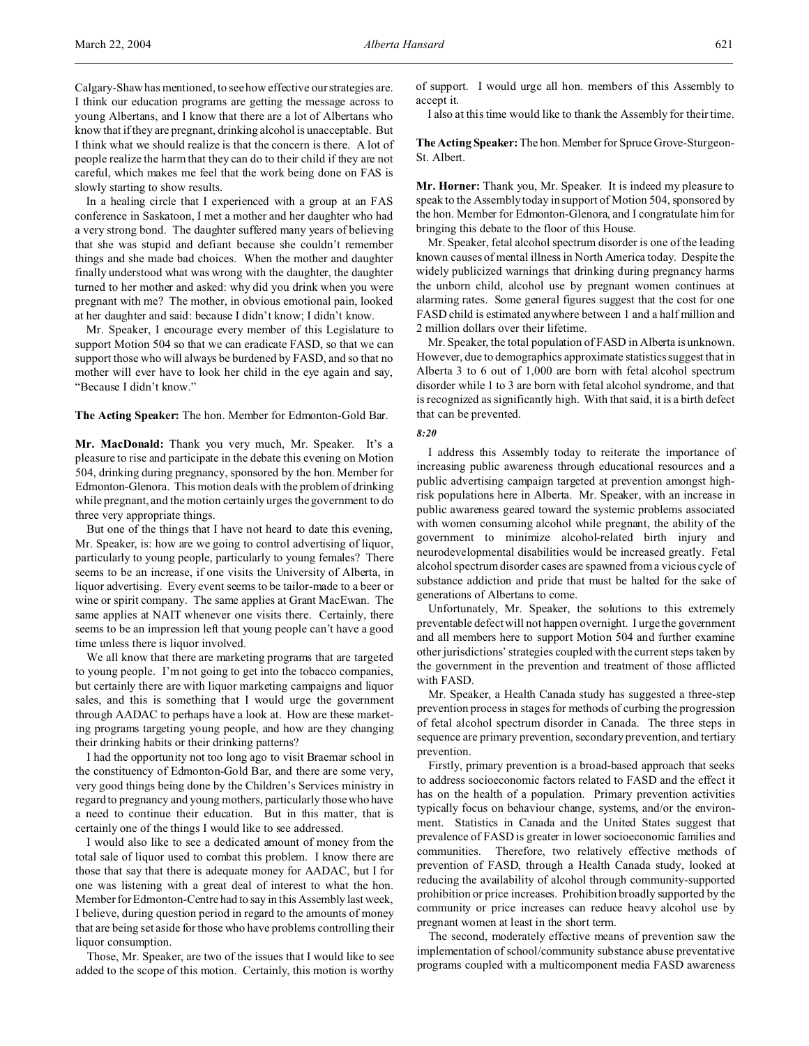Calgary-Shaw has mentioned, to see how effective our strategies are. I think our education programs are getting the message across to young Albertans, and I know that there are a lot of Albertans who know that if they are pregnant, drinking alcohol is unacceptable. But I think what we should realize is that the concern is there. A lot of people realize the harm that they can do to their child if they are not careful, which makes me feel that the work being done on FAS is slowly starting to show results.

In a healing circle that I experienced with a group at an FAS conference in Saskatoon, I met a mother and her daughter who had a very strong bond. The daughter suffered many years of believing that she was stupid and defiant because she couldn't remember things and she made bad choices. When the mother and daughter finally understood what was wrong with the daughter, the daughter turned to her mother and asked: why did you drink when you were pregnant with me? The mother, in obvious emotional pain, looked at her daughter and said: because I didn't know; I didn't know.

Mr. Speaker, I encourage every member of this Legislature to support Motion 504 so that we can eradicate FASD, so that we can support those who will always be burdened by FASD, and so that no mother will ever have to look her child in the eye again and say, "Because I didn't know."

**The Acting Speaker:** The hon. Member for Edmonton-Gold Bar.

**Mr. MacDonald:** Thank you very much, Mr. Speaker. It's a pleasure to rise and participate in the debate this evening on Motion 504, drinking during pregnancy, sponsored by the hon. Member for Edmonton-Glenora. This motion deals with the problem of drinking while pregnant, and the motion certainly urges the government to do three very appropriate things.

But one of the things that I have not heard to date this evening, Mr. Speaker, is: how are we going to control advertising of liquor, particularly to young people, particularly to young females? There seems to be an increase, if one visits the University of Alberta, in liquor advertising. Every event seems to be tailor-made to a beer or wine or spirit company. The same applies at Grant MacEwan. The same applies at NAIT whenever one visits there. Certainly, there seems to be an impression left that young people can't have a good time unless there is liquor involved.

We all know that there are marketing programs that are targeted to young people. I'm not going to get into the tobacco companies, but certainly there are with liquor marketing campaigns and liquor sales, and this is something that I would urge the government through AADAC to perhaps have a look at. How are these marketing programs targeting young people, and how are they changing their drinking habits or their drinking patterns?

I had the opportunity not too long ago to visit Braemar school in the constituency of Edmonton-Gold Bar, and there are some very, very good things being done by the Children's Services ministry in regard to pregnancy and young mothers, particularly those who have a need to continue their education. But in this matter, that is certainly one of the things I would like to see addressed.

I would also like to see a dedicated amount of money from the total sale of liquor used to combat this problem. I know there are those that say that there is adequate money for AADAC, but I for one was listening with a great deal of interest to what the hon. Member for Edmonton-Centre had to say in this Assembly last week, I believe, during question period in regard to the amounts of money that are being set aside for those who have problems controlling their liquor consumption.

Those, Mr. Speaker, are two of the issues that I would like to see added to the scope of this motion. Certainly, this motion is worthy of support. I would urge all hon. members of this Assembly to accept it.

I also at this time would like to thank the Assembly for their time.

**The Acting Speaker:** The hon. Member for Spruce Grove-Sturgeon-St. Albert.

**Mr. Horner:** Thank you, Mr. Speaker. It is indeed my pleasure to speak to the Assembly today in support of Motion 504, sponsored by the hon. Member for Edmonton-Glenora, and I congratulate him for bringing this debate to the floor of this House.

Mr. Speaker, fetal alcohol spectrum disorder is one of the leading known causes of mental illness in North America today. Despite the widely publicized warnings that drinking during pregnancy harms the unborn child, alcohol use by pregnant women continues at alarming rates. Some general figures suggest that the cost for one FASD child is estimated anywhere between 1 and a half million and 2 million dollars over their lifetime.

Mr. Speaker, the total population of FASD in Alberta is unknown. However, due to demographics approximate statistics suggest that in Alberta 3 to 6 out of 1,000 are born with fetal alcohol spectrum disorder while 1 to 3 are born with fetal alcohol syndrome, and that is recognized as significantly high. With that said, it is a birth defect that can be prevented.

*8:20*

I address this Assembly today to reiterate the importance of increasing public awareness through educational resources and a public advertising campaign targeted at prevention amongst high-risk populations here in Alberta. Mr. Speaker, with an increase in public awareness geared toward the systemic problems associated with women consuming alcohol while pregnant, the ability of the government to minimize alcohol-related birth injury and neurodevelopmental disabilities would be increased greatly. Fetal alcohol spectrum disorder cases are spawned from a vicious cycle of substance addiction and pride that must be halted for the sake of generations of Albertans to come.

Unfortunately, Mr. Speaker, the solutions to this extremely preventable defect will not happen overnight. I urge the government and all members here to support Motion 504 and further examine other jurisdictions' strategies coupled with the current steps taken by the government in the prevention and treatment of those afflicted with FASD.

Mr. Speaker, a Health Canada study has suggested a three-step prevention process in stages for methods of curbing the progression of fetal alcohol spectrum disorder in Canada. The three steps in sequence are primary prevention, secondary prevention, and tertiary prevention.

Firstly, primary prevention is a broad-based approach that seeks to address socioeconomic factors related to FASD and the effect it has on the health of a population. Primary prevention activities typically focus on behaviour change, systems, and/or the environment. Statistics in Canada and the United States suggest that prevalence of FASD is greater in lower socioeconomic families and communities. Therefore, two relatively effective methods of prevention of FASD, through a Health Canada study, looked at reducing the availability of alcohol through community-supported prohibition or price increases. Prohibition broadly supported by the community or price increases can reduce heavy alcohol use by pregnant women at least in the short term.

The second, moderately effective means of prevention saw the implementation of school/community substance abuse preventative programs coupled with a multicomponent media FASD awareness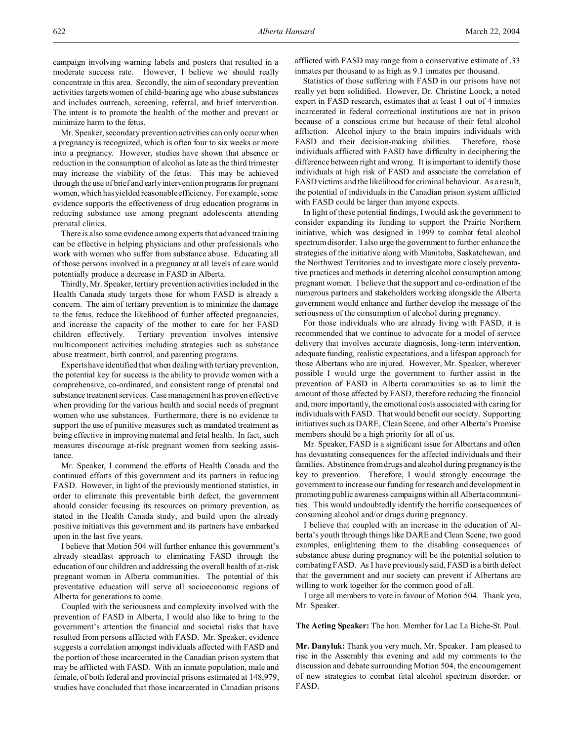campaign involving warning labels and posters that resulted in a moderate success rate. However, I believe we should really concentrate in this area. Secondly, the aim of secondary prevention activities targets women of child-bearing age who abuse substances and includes outreach, screening, referral, and brief intervention. The intent is to promote the health of the mother and prevent or minimize harm to the fetus.

Mr. Speaker, secondary prevention activities can only occur when a pregnancy is recognized, which is often four to six weeks or more into a pregnancy. However, studies have shown that absence or reduction in the consumption of alcohol as late as the third trimester may increase the viability of the fetus. This may be achieved through the use of brief and early intervention programs for pregnant women, which has yielded reasonable efficiency. For example, some evidence supports the effectiveness of drug education programs in reducing substance use among pregnant adolescents attending prenatal clinics.

There is also some evidence among experts that advanced training can be effective in helping physicians and other professionals who work with women who suffer from substance abuse. Educating all of those persons involved in a pregnancy at all levels of care would potentially produce a decrease in FASD in Alberta.

Thirdly, Mr. Speaker, tertiary prevention activities included in the Health Canada study targets those for whom FASD is already a concern. The aim of tertiary prevention is to minimize the damage to the fetus, reduce the likelihood of further affected pregnancies, and increase the capacity of the mother to care for her FASD children effectively. Tertiary prevention involves intensive multicomponent activities including strategies such as substance abuse treatment, birth control, and parenting programs.

Experts have identified that when dealing with tertiary prevention, the potential key for success is the ability to provide women with a comprehensive, co-ordinated, and consistent range of prenatal and substance treatment services. Case management has proven effective when providing for the various health and social needs of pregnant women who use substances. Furthermore, there is no evidence to support the use of punitive measures such as mandated treatment as being effective in improving maternal and fetal health. In fact, such measures discourage at-risk pregnant women from seeking assistance.

Mr. Speaker, I commend the efforts of Health Canada and the continued efforts of this government and its partners in reducing FASD. However, in light of the previously mentioned statistics, in order to eliminate this preventable birth defect, the government should consider focusing its resources on primary prevention, as stated in the Health Canada study, and build upon the already positive initiatives this government and its partners have embarked upon in the last five years.

I believe that Motion 504 will further enhance this government's already steadfast approach to eliminating FASD through the education of our children and addressing the overall health of at-risk pregnant women in Alberta communities. The potential of this preventative education will serve all socioeconomic regions of Alberta for generations to come.

Coupled with the seriousness and complexity involved with the prevention of FASD in Alberta, I would also like to bring to the government's attention the financial and societal risks that have resulted from persons afflicted with FASD. Mr. Speaker, evidence suggests a correlation amongst individuals affected with FASD and the portion of those incarcerated in the Canadian prison system that may be afflicted with FASD. With an inmate population, male and female, of both federal and provincial prisons estimated at 148,979, studies have concluded that those incarcerated in Canadian prisons afflicted with FASD may range from a conservative estimate of .33 inmates per thousand to as high as 9.1 inmates per thousand.

Statistics of those suffering with FASD in our prisons have not really yet been solidified. However, Dr. Christine Loock, a noted expert in FASD research, estimates that at least 1 out of 4 inmates incarcerated in federal correctional institutions are not in prison because of a conscious crime but because of their fetal alcohol affliction. Alcohol injury to the brain impairs individuals with FASD and their decision-making abilities. Therefore, those individuals afflicted with FASD have difficulty in deciphering the difference between right and wrong. It is important to identify those individuals at high risk of FASD and associate the correlation of FASD victims and the likelihood for criminal behaviour. As a result, the potential of individuals in the Canadian prison system afflicted with FASD could be larger than anyone expects.

In light of these potential findings, I would ask the government to consider expanding its funding to support the Prairie Northern initiative, which was designed in 1999 to combat fetal alcohol spectrum disorder. I also urge the government to further enhance the strategies of the initiative along with Manitoba, Saskatchewan, and the Northwest Territories and to investigate more closely preventative practices and methods in deterring alcohol consumption among pregnant women. I believe that the support and co-ordination of the numerous partners and stakeholders working alongside the Alberta government would enhance and further develop the message of the seriousness of the consumption of alcohol during pregnancy.

For those individuals who are already living with FASD, it is recommended that we continue to advocate for a model of service delivery that involves accurate diagnosis, long-term intervention, adequate funding, realistic expectations, and a lifespan approach for those Albertans who are injured. However, Mr. Speaker, wherever possible I would urge the government to further assist in the prevention of FASD in Alberta communities so as to limit the amount of those affected by FASD, therefore reducing the financial and, more importantly, the emotional costs associated with caring for individuals with FASD. That would benefit our society. Supporting initiatives such as DARE, Clean Scene, and other Alberta's Promise members should be a high priority for all of us.

Mr. Speaker, FASD is a significant issue for Albertans and often has devastating consequences for the affected individuals and their families. Abstinence from drugs and alcohol during pregnancy is the key to prevention. Therefore, I would strongly encourage the government to increase our funding for research and development in promoting public awareness campaigns within all Alberta communities. This would undoubtedly identify the horrific consequences of consuming alcohol and/or drugs during pregnancy.

I believe that coupled with an increase in the education of Alberta's youth through things like DARE and Clean Scene, two good examples, enlightening them to the disabling consequences of substance abuse during pregnancy will be the potential solution to combating FASD. As I have previously said, FASD is a birth defect that the government and our society can prevent if Albertans are willing to work together for the common good of all.

I urge all members to vote in favour of Motion 504. Thank you, Mr. Speaker.

**The Acting Speaker:** The hon. Member for Lac La Biche-St. Paul.

**Mr. Danyluk:** Thank you very much, Mr. Speaker. I am pleased to rise in the Assembly this evening and add my comments to the discussion and debate surrounding Motion 504, the encouragement of new strategies to combat fetal alcohol spectrum disorder, or FASD.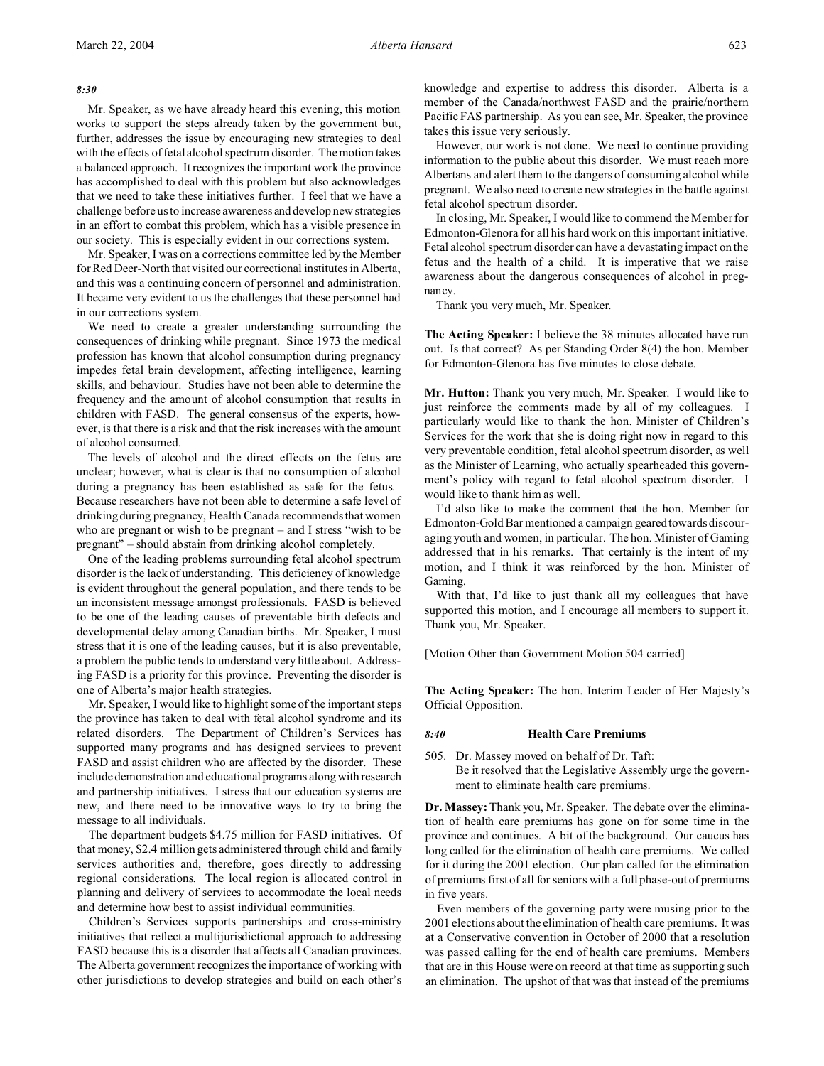*8:30*

Mr. Speaker, as we have already heard this evening, this motion works to support the steps already taken by the government but, further, addresses the issue by encouraging new strategies to deal with the effects of fetal alcohol spectrum disorder. The motion takes a balanced approach. It recognizes the important work the province has accomplished to deal with this problem but also acknowledges that we need to take these initiatives further. I feel that we have a challenge before us to increase awareness and develop new strategies in an effort to combat this problem, which has a visible presence in our society. This is especially evident in our corrections system.

Mr. Speaker, I was on a corrections committee led by the Member for Red Deer-North that visited our correctional institutes in Alberta, and this was a continuing concern of personnel and administration. It became very evident to us the challenges that these personnel had in our corrections system.

We need to create a greater understanding surrounding the consequences of drinking while pregnant. Since 1973 the medical profession has known that alcohol consumption during pregnancy impedes fetal brain development, affecting intelligence, learning skills, and behaviour. Studies have not been able to determine the frequency and the amount of alcohol consumption that results in children with FASD. The general consensus of the experts, however, is that there is a risk and that the risk increases with the amount of alcohol consumed.

The levels of alcohol and the direct effects on the fetus are unclear; however, what is clear is that no consumption of alcohol during a pregnancy has been established as safe for the fetus. Because researchers have not been able to determine a safe level of drinking during pregnancy, Health Canada recommends that women who are pregnant or wish to be pregnant – and I stress "wish to be pregnant" – should abstain from drinking alcohol completely.

One of the leading problems surrounding fetal alcohol spectrum disorder is the lack of understanding. This deficiency of knowledge is evident throughout the general population, and there tends to be an inconsistent message amongst professionals. FASD is believed to be one of the leading causes of preventable birth defects and developmental delay among Canadian births. Mr. Speaker, I must stress that it is one of the leading causes, but it is also preventable, a problem the public tends to understand very little about. Addressing FASD is a priority for this province. Preventing the disorder is one of Alberta's major health strategies.

Mr. Speaker, I would like to highlight some of the important steps the province has taken to deal with fetal alcohol syndrome and its related disorders. The Department of Children's Services has supported many programs and has designed services to prevent FASD and assist children who are affected by the disorder. These include demonstration and educational programs along with research and partnership initiatives. I stress that our education systems are new, and there need to be innovative ways to try to bring the message to all individuals.

The department budgets $4.75 million for FASD initiatives. Of that money, $2.4 million gets administered through child and family services authorities and, therefore, goes directly to addressing regional considerations. The local region is allocated control in planning and delivery of services to accommodate the local needs and determine how best to assist individual communities.

Children's Services supports partnerships and cross-ministry initiatives that reflect a multijurisdictional approach to addressing FASD because this is a disorder that affects all Canadian provinces. The Alberta government recognizes the importance of working with other jurisdictions to develop strategies and build on each other's knowledge and expertise to address this disorder. Alberta is a member of the Canada/northwest FASD and the prairie/northern Pacific FAS partnership. As you can see, Mr. Speaker, the province takes this issue very seriously.

However, our work is not done. We need to continue providing information to the public about this disorder. We must reach more Albertans and alert them to the dangers of consuming alcohol while pregnant. We also need to create new strategies in the battle against fetal alcohol spectrum disorder.

In closing, Mr. Speaker, I would like to commend the Member for Edmonton-Glenora for all his hard work on this important initiative. Fetal alcohol spectrum disorder can have a devastating impact on the fetus and the health of a child. It is imperative that we raise awareness about the dangerous consequences of alcohol in pregnancy.

Thank you very much, Mr. Speaker.

**The Acting Speaker:** I believe the 38 minutes allocated have run out. Is that correct? As per Standing Order 8(4) the hon. Member for Edmonton-Glenora has five minutes to close debate.

**Mr. Hutton:** Thank you very much, Mr. Speaker. I would like to just reinforce the comments made by all of my colleagues. I particularly would like to thank the hon. Minister of Children's Services for the work that she is doing right now in regard to this very preventable condition, fetal alcohol spectrum disorder, as well as the Minister of Learning, who actually spearheaded this government's policy with regard to fetal alcohol spectrum disorder. I would like to thank him as well.

I'd also like to make the comment that the hon. Member for Edmonton-Gold Bar mentioned a campaign geared towards discouraging youth and women, in particular. The hon. Minister of Gaming addressed that in his remarks. That certainly is the intent of my motion, and I think it was reinforced by the hon. Minister of Gaming.

With that, I'd like to just thank all my colleagues that have supported this motion, and I encourage all members to support it. Thank you, Mr. Speaker.

[Motion Other than Government Motion 504 carried]

**The Acting Speaker:** The hon. Interim Leader of Her Majesty's Official Opposition.

*8:40*

### Health Care Premiums

505. Dr. Massey moved on behalf of Dr. Taft:
Be it resolved that the Legislative Assembly urge the government to eliminate health care premiums.

**Dr. Massey:** Thank you, Mr. Speaker. The debate over the elimination of health care premiums has gone on for some time in the province and continues. A bit of the background. Our caucus has long called for the elimination of health care premiums. We called for it during the 2001 election. Our plan called for the elimination of premiums first of all for seniors with a full phase-out of premiums in five years.

Even members of the governing party were musing prior to the 2001 elections about the elimination of health care premiums. It was at a Conservative convention in October of 2000 that a resolution was passed calling for the end of health care premiums. Members that are in this House were on record at that time as supporting such an elimination. The upshot of that was that instead of the premiums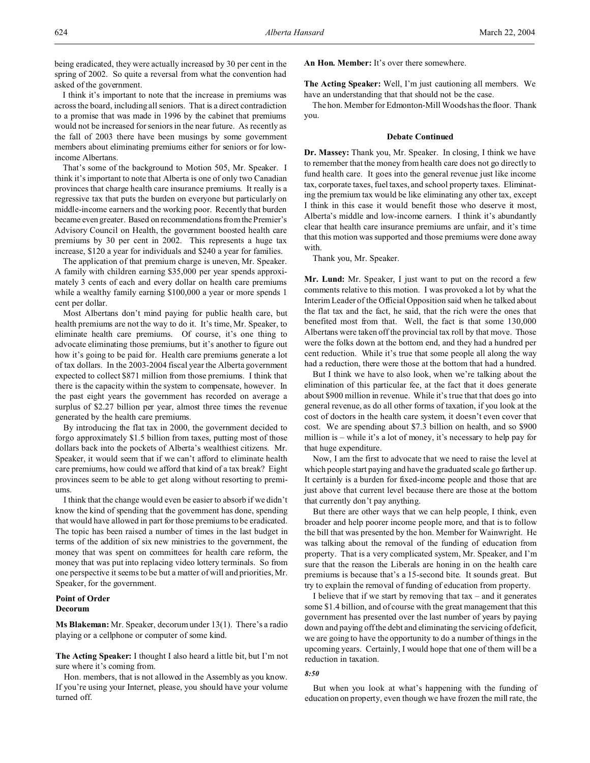being eradicated, they were actually increased by 30 per cent in the spring of 2002. So quite a reversal from what the convention had asked of the government.

I think it's important to note that the increase in premiums was across the board, including all seniors. That is a direct contradiction to a promise that was made in 1996 by the cabinet that premiums would not be increased for seniors in the near future. As recently as the fall of 2003 there have been musings by some government members about eliminating premiums either for seniors or for low-income Albertans.

That's some of the background to Motion 505, Mr. Speaker. I think it's important to note that Alberta is one of only two Canadian provinces that charge health care insurance premiums. It really is a regressive tax that puts the burden on everyone but particularly on middle-income earners and the working poor. Recently that burden became even greater. Based on recommendations from the Premier's Advisory Council on Health, the government boosted health care premiums by 30 per cent in 2002. This represents a huge tax increase, $120 a year for individuals and $240 a year for families.

The application of that premium charge is uneven, Mr. Speaker. A family with children earning $35,000 per year spends approximately 3 cents of each and every dollar on health care premiums while a wealthy family earning $100,000 a year or more spends 1 cent per dollar.

Most Albertans don't mind paying for public health care, but health premiums are not the way to do it. It's time, Mr. Speaker, to eliminate health care premiums. Of course, it's one thing to advocate eliminating those premiums, but it's another to figure out how it's going to be paid for. Health care premiums generate a lot of tax dollars. In the 2003-2004 fiscal year the Alberta government expected to collect $871 million from those premiums. I think that there is the capacity within the system to compensate, however. In the past eight years the government has recorded on average a surplus of $2.27 billion per year, almost three times the revenue generated by the health care premiums.

By introducing the flat tax in 2000, the government decided to forgo approximately $1.5 billion from taxes, putting most of those dollars back into the pockets of Alberta's wealthiest citizens. Mr. Speaker, it would seem that if we can't afford to eliminate health care premiums, how could we afford that kind of a tax break? Eight provinces seem to be able to get along without resorting to premiums.

I think that the change would even be easier to absorb if we didn't know the kind of spending that the government has done, spending that would have allowed in part for those premiums to be eradicated. The topic has been raised a number of times in the last budget in terms of the addition of six new ministries to the government, the money that was spent on committees for health care reform, the money that was put into replacing video lottery terminals. So from one perspective it seems to be but a matter of will and priorities, Mr. Speaker, for the government.

### Point of Order
### Decorum

**Ms Blakeman:** Mr. Speaker, decorum under 13(1). There's a radio playing or a cellphone or computer of some kind.

**The Acting Speaker:** I thought I also heard a little bit, but I'm not sure where it's coming from.

Hon. members, that is not allowed in the Assembly as you know. If you're using your Internet, please, you should have your volume turned off.

**An Hon. Member:** It's over there somewhere.

**The Acting Speaker:** Well, I'm just cautioning all members. We have an understanding that that should not be the case.

The hon. Member for Edmonton-Mill Woods has the floor. Thank you.

### Debate Continued

**Dr. Massey:** Thank you, Mr. Speaker. In closing, I think we have to remember that the money from health care does not go directly to fund health care. It goes into the general revenue just like income tax, corporate taxes, fuel taxes, and school property taxes. Eliminating the premium tax would be like eliminating any other tax, except I think in this case it would benefit those who deserve it most, Alberta's middle and low-income earners. I think it's abundantly clear that health care insurance premiums are unfair, and it's time that this motion was supported and those premiums were done away with.

Thank you, Mr. Speaker.

**Mr. Lund:** Mr. Speaker, I just want to put on the record a few comments relative to this motion. I was provoked a lot by what the Interim Leader of the Official Opposition said when he talked about the flat tax and the fact, he said, that the rich were the ones that benefited most from that. Well, the fact is that some 130,000 Albertans were taken off the provincial tax roll by that move. Those were the folks down at the bottom end, and they had a hundred per cent reduction. While it's true that some people all along the way had a reduction, there were those at the bottom that had a hundred.

But I think we have to also look, when we're talking about the elimination of this particular fee, at the fact that it does generate about $900 million in revenue. While it's true that that does go into general revenue, as do all other forms of taxation, if you look at the cost of doctors in the health care system, it doesn't even cover that cost. We are spending about $7.3 billion on health, and so $900 million is – while it's a lot of money, it's necessary to help pay for that huge expenditure.

Now, I am the first to advocate that we need to raise the level at which people start paying and have the graduated scale go farther up. It certainly is a burden for fixed-income people and those that are just above that current level because there are those at the bottom that currently don't pay anything.

But there are other ways that we can help people, I think, even broader and help poorer income people more, and that is to follow the bill that was presented by the hon. Member for Wainwright. He was talking about the removal of the funding of education from property. That is a very complicated system, Mr. Speaker, and I'm sure that the reason the Liberals are honing in on the health care premiums is because that's a 15-second bite. It sounds great. But try to explain the removal of funding of education from property.

I believe that if we start by removing that tax – and it generates some $1.4 billion, and of course with the great management that this government has presented over the last number of years by paying down and paying off the debt and eliminating the servicing of deficit, we are going to have the opportunity to do a number of things in the upcoming years. Certainly, I would hope that one of them will be a reduction in taxation.

*8:50*

But when you look at what's happening with the funding of education on property, even though we have frozen the mill rate, the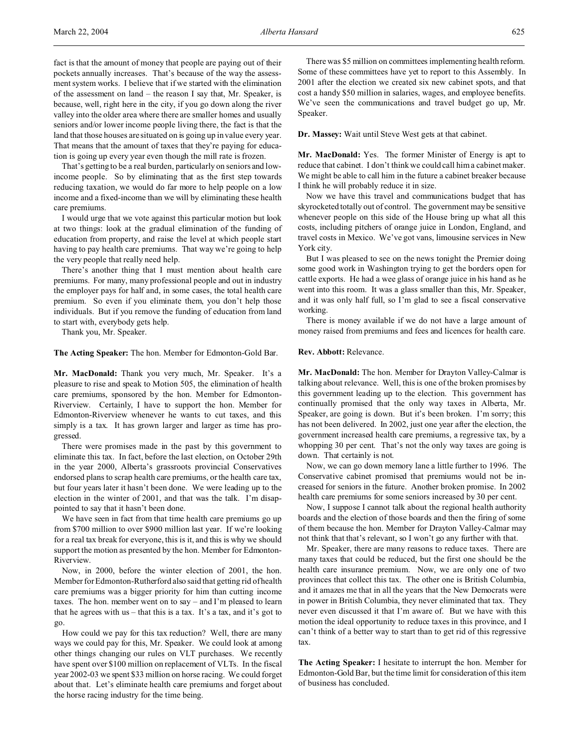fact is that the amount of money that people are paying out of their pockets annually increases. That's because of the way the assessment system works. I believe that if we started with the elimination of the assessment on land – the reason I say that, Mr. Speaker, is because, well, right here in the city, if you go down along the river valley into the older area where there are smaller homes and usually seniors and/or lower income people living there, the fact is that the land that those houses are situated on is going up in value every year. That means that the amount of taxes that they're paying for education is going up every year even though the mill rate is frozen.

That's getting to be a real burden, particularly on seniors and low-income people. So by eliminating that as the first step towards reducing taxation, we would do far more to help people on a low income and a fixed-income than we will by eliminating these health care premiums.

I would urge that we vote against this particular motion but look at two things: look at the gradual elimination of the funding of education from property, and raise the level at which people start having to pay health care premiums. That way we're going to help the very people that really need help.

There's another thing that I must mention about health care premiums. For many, many professional people and out in industry the employer pays for half and, in some cases, the total health care premium. So even if you eliminate them, you don't help those individuals. But if you remove the funding of education from land to start with, everybody gets help.

Thank you, Mr. Speaker.

**The Acting Speaker:** The hon. Member for Edmonton-Gold Bar.

**Mr. MacDonald:** Thank you very much, Mr. Speaker. It's a pleasure to rise and speak to Motion 505, the elimination of health care premiums, sponsored by the hon. Member for Edmonton-Riverview. Certainly, I have to support the hon. Member for Edmonton-Riverview whenever he wants to cut taxes, and this simply is a tax. It has grown larger and larger as time has progressed.

There were promises made in the past by this government to eliminate this tax. In fact, before the last election, on October 29th in the year 2000, Alberta's grassroots provincial Conservatives endorsed plans to scrap health care premiums, or the health care tax, but four years later it hasn't been done. We were leading up to the election in the winter of 2001, and that was the talk. I'm disappointed to say that it hasn't been done.

We have seen in fact from that time health care premiums go up from $700 million to over $900 million last year. If we're looking for a real tax break for everyone, this is it, and this is why we should support the motion as presented by the hon. Member for Edmonton-Riverview.

Now, in 2000, before the winter election of 2001, the hon. Member for Edmonton-Rutherford also said that getting rid of health care premiums was a bigger priority for him than cutting income taxes. The hon. member went on to say – and I'm pleased to learn that he agrees with us – that this is a tax. It's a tax, and it's got to go.

How could we pay for this tax reduction? Well, there are many ways we could pay for this, Mr. Speaker. We could look at among other things changing our rules on VLT purchases. We recently have spent over $100 million on replacement of VLTs. In the fiscal year 2002-03 we spent $33 million on horse racing. We could forget about that. Let's eliminate health care premiums and forget about the horse racing industry for the time being.

There was $5 million on committees implementing health reform. Some of these committees have yet to report to this Assembly. In 2001 after the election we created six new cabinet spots, and that cost a handy $50 million in salaries, wages, and employee benefits. We've seen the communications and travel budget go up, Mr. Speaker.

**Dr. Massey:** Wait until Steve West gets at that cabinet.

**Mr. MacDonald:** Yes. The former Minister of Energy is apt to reduce that cabinet. I don't think we could call him a cabinet maker. We might be able to call him in the future a cabinet breaker because I think he will probably reduce it in size.

Now we have this travel and communications budget that has skyrocketed totally out of control. The government may be sensitive whenever people on this side of the House bring up what all this costs, including pitchers of orange juice in London, England, and travel costs in Mexico. We've got vans, limousine services in New York city.

But I was pleased to see on the news tonight the Premier doing some good work in Washington trying to get the borders open for cattle exports. He had a wee glass of orange juice in his hand as he went into this room. It was a glass smaller than this, Mr. Speaker, and it was only half full, so I'm glad to see a fiscal conservative working.

There is money available if we do not have a large amount of money raised from premiums and fees and licences for health care.

**Rev. Abbott:** Relevance.

**Mr. MacDonald:** The hon. Member for Drayton Valley-Calmar is talking about relevance. Well, this is one of the broken promises by this government leading up to the election. This government has continually promised that the only way taxes in Alberta, Mr. Speaker, are going is down. But it's been broken. I'm sorry; this has not been delivered. In 2002, just one year after the election, the government increased health care premiums, a regressive tax, by a whopping 30 per cent. That's not the only way taxes are going is down. That certainly is not.

Now, we can go down memory lane a little further to 1996. The Conservative cabinet promised that premiums would not be increased for seniors in the future. Another broken promise. In 2002 health care premiums for some seniors increased by 30 per cent.

Now, I suppose I cannot talk about the regional health authority boards and the election of those boards and then the firing of some of them because the hon. Member for Drayton Valley-Calmar may not think that that's relevant, so I won't go any further with that.

Mr. Speaker, there are many reasons to reduce taxes. There are many taxes that could be reduced, but the first one should be the health care insurance premium. Now, we are only one of two provinces that collect this tax. The other one is British Columbia, and it amazes me that in all the years that the New Democrats were in power in British Columbia, they never eliminated that tax. They never even discussed it that I'm aware of. But we have with this motion the ideal opportunity to reduce taxes in this province, and I can't think of a better way to start than to get rid of this regressive tax.

**The Acting Speaker:** I hesitate to interrupt the hon. Member for Edmonton-Gold Bar, but the time limit for consideration of this item of business has concluded.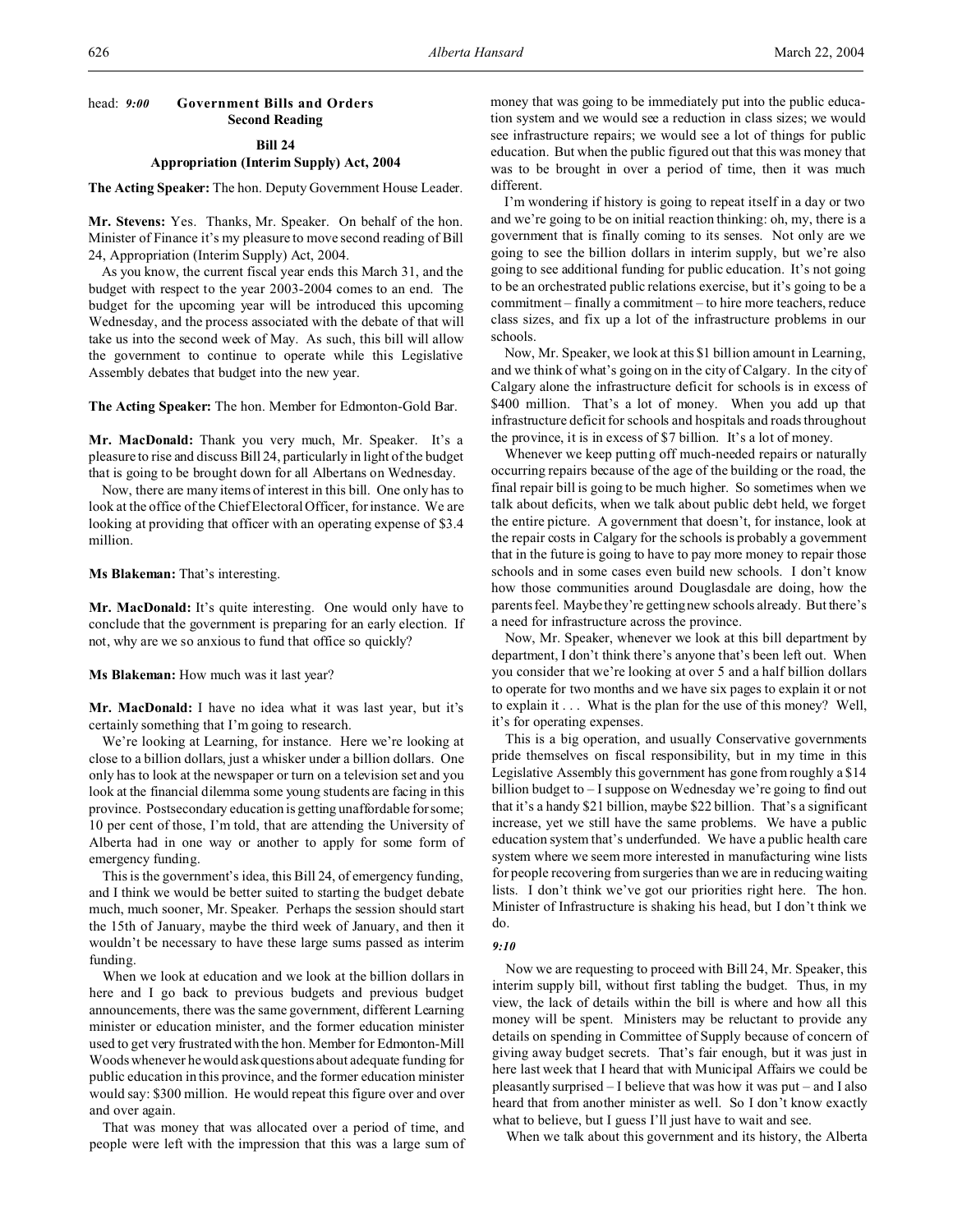head: *9:00* **Government Bills and Orders**
**Second Reading**

**Bill 24**
**Appropriation (Interim Supply) Act, 2004**

**The Acting Speaker:** The hon. Deputy Government House Leader.

**Mr. Stevens:** Yes. Thanks, Mr. Speaker. On behalf of the hon. Minister of Finance it's my pleasure to move second reading of Bill 24, Appropriation (Interim Supply) Act, 2004.

As you know, the current fiscal year ends this March 31, and the budget with respect to the year 2003-2004 comes to an end. The budget for the upcoming year will be introduced this upcoming Wednesday, and the process associated with the debate of that will take us into the second week of May. As such, this bill will allow the government to continue to operate while this Legislative Assembly debates that budget into the new year.

**The Acting Speaker:** The hon. Member for Edmonton-Gold Bar.

**Mr. MacDonald:** Thank you very much, Mr. Speaker. It's a pleasure to rise and discuss Bill 24, particularly in light of the budget that is going to be brought down for all Albertans on Wednesday.

Now, there are many items of interest in this bill. One only has to look at the office of the Chief Electoral Officer, for instance. We are looking at providing that officer with an operating expense of $3.4 million.

**Ms Blakeman:** That's interesting.

**Mr. MacDonald:** It's quite interesting. One would only have to conclude that the government is preparing for an early election. If not, why are we so anxious to fund that office so quickly?

**Ms Blakeman:** How much was it last year?

**Mr. MacDonald:** I have no idea what it was last year, but it's certainly something that I'm going to research.

We're looking at Learning, for instance. Here we're looking at close to a billion dollars, just a whisker under a billion dollars. One only has to look at the newspaper or turn on a television set and you look at the financial dilemma some young students are facing in this province. Postsecondary education is getting unaffordable for some; 10 per cent of those, I'm told, that are attending the University of Alberta had in one way or another to apply for some form of emergency funding.

This is the government's idea, this Bill 24, of emergency funding, and I think we would be better suited to starting the budget debate much, much sooner, Mr. Speaker. Perhaps the session should start the 15th of January, maybe the third week of January, and then it wouldn't be necessary to have these large sums passed as interim funding.

When we look at education and we look at the billion dollars in here and I go back to previous budgets and previous budget announcements, there was the same government, different Learning minister or education minister, and the former education minister used to get very frustrated with the hon. Member for Edmonton-Mill Woods whenever he would ask questions about adequate funding for public education in this province, and the former education minister would say: $300 million. He would repeat this figure over and over and over again.

That was money that was allocated over a period of time, and people were left with the impression that this was a large sum of money that was going to be immediately put into the public education system and we would see a reduction in class sizes; we would see infrastructure repairs; we would see a lot of things for public education. But when the public figured out that this was money that was to be brought in over a period of time, then it was much different.

I'm wondering if history is going to repeat itself in a day or two and we're going to be on initial reaction thinking: oh, my, there is a government that is finally coming to its senses. Not only are we going to see the billion dollars in interim supply, but we're also going to see additional funding for public education. It's not going to be an orchestrated public relations exercise, but it's going to be a commitment – finally a commitment – to hire more teachers, reduce class sizes, and fix up a lot of the infrastructure problems in our schools.

Now, Mr. Speaker, we look at this $1 billion amount in Learning, and we think of what's going on in the city of Calgary. In the city of Calgary alone the infrastructure deficit for schools is in excess of $400 million. That's a lot of money. When you add up that infrastructure deficit for schools and hospitals and roads throughout the province, it is in excess of $7 billion. It's a lot of money.

Whenever we keep putting off much-needed repairs or naturally occurring repairs because of the age of the building or the road, the final repair bill is going to be much higher. So sometimes when we talk about deficits, when we talk about public debt held, we forget the entire picture. A government that doesn't, for instance, look at the repair costs in Calgary for the schools is probably a government that in the future is going to have to pay more money to repair those schools and in some cases even build new schools. I don't know how those communities around Douglasdale are doing, how the parents feel. Maybe they're getting new schools already. But there's a need for infrastructure across the province.

Now, Mr. Speaker, whenever we look at this bill department by department, I don't think there's anyone that's been left out. When you consider that we're looking at over 5 and a half billion dollars to operate for two months and we have six pages to explain it or not to explain it . . . What is the plan for the use of this money? Well, it's for operating expenses.

This is a big operation, and usually Conservative governments pride themselves on fiscal responsibility, but in my time in this Legislative Assembly this government has gone from roughly a $14 billion budget to – I suppose on Wednesday we're going to find out that it's a handy $21 billion, maybe $22 billion. That's a significant increase, yet we still have the same problems. We have a public education system that's underfunded. We have a public health care system where we seem more interested in manufacturing wine lists for people recovering from surgeries than we are in reducing waiting lists. I don't think we've got our priorities right here. The hon. Minister of Infrastructure is shaking his head, but I don't think we do.

*9:10*

Now we are requesting to proceed with Bill 24, Mr. Speaker, this interim supply bill, without first tabling the budget. Thus, in my view, the lack of details within the bill is where and how all this money will be spent. Ministers may be reluctant to provide any details on spending in Committee of Supply because of concern of giving away budget secrets. That's fair enough, but it was just in here last week that I heard that with Municipal Affairs we could be pleasantly surprised – I believe that was how it was put – and I also heard that from another minister as well. So I don't know exactly what to believe, but I guess I'll just have to wait and see.

When we talk about this government and its history, the Alberta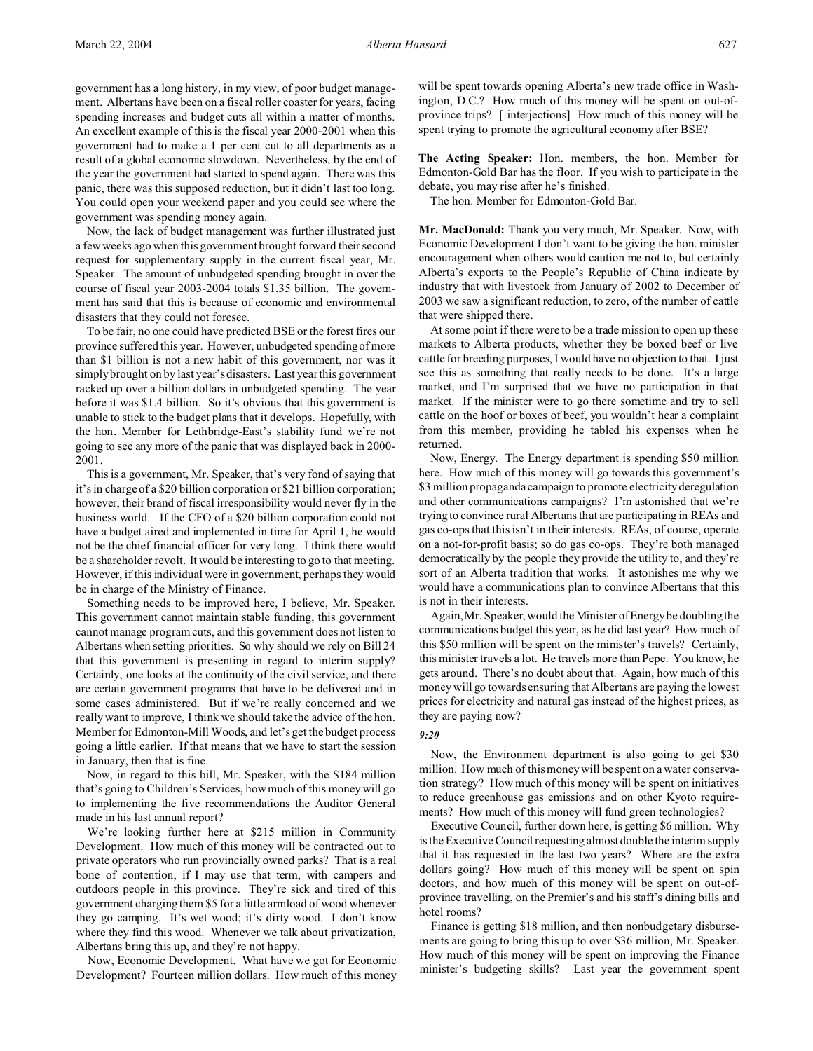government has a long history, in my view, of poor budget management. Albertans have been on a fiscal roller coaster for years, facing spending increases and budget cuts all within a matter of months. An excellent example of this is the fiscal year 2000-2001 when this government had to make a 1 per cent cut to all departments as a result of a global economic slowdown. Nevertheless, by the end of the year the government had started to spend again. There was this panic, there was this supposed reduction, but it didn't last too long. You could open your weekend paper and you could see where the government was spending money again.

Now, the lack of budget management was further illustrated just a few weeks ago when this government brought forward their second request for supplementary supply in the current fiscal year, Mr. Speaker. The amount of unbudgeted spending brought in over the course of fiscal year 2003-2004 totals $1.35 billion. The government has said that this is because of economic and environmental disasters that they could not foresee.

To be fair, no one could have predicted BSE or the forest fires our province suffered this year. However, unbudgeted spending of more than $1 billion is not a new habit of this government, nor was it simply brought on by last year's disasters. Last year this government racked up over a billion dollars in unbudgeted spending. The year before it was $1.4 billion. So it's obvious that this government is unable to stick to the budget plans that it develops. Hopefully, with the hon. Member for Lethbridge-East's stability fund we're not going to see any more of the panic that was displayed back in 2000-2001.

This is a government, Mr. Speaker, that's very fond of saying that it's in charge of a $20 billion corporation or $21 billion corporation; however, their brand of fiscal irresponsibility would never fly in the business world. If the CFO of a $20 billion corporation could not have a budget aired and implemented in time for April 1, he would not be the chief financial officer for very long. I think there would be a shareholder revolt. It would be interesting to go to that meeting. However, if this individual were in government, perhaps they would be in charge of the Ministry of Finance.

Something needs to be improved here, I believe, Mr. Speaker. This government cannot maintain stable funding, this government cannot manage program cuts, and this government does not listen to Albertans when setting priorities. So why should we rely on Bill 24 that this government is presenting in regard to interim supply? Certainly, one looks at the continuity of the civil service, and there are certain government programs that have to be delivered and in some cases administered. But if we're really concerned and we really want to improve, I think we should take the advice of the hon. Member for Edmonton-Mill Woods, and let's get the budget process going a little earlier. If that means that we have to start the session in January, then that is fine.

Now, in regard to this bill, Mr. Speaker, with the $184 million that's going to Children's Services, how much of this money will go to implementing the five recommendations the Auditor General made in his last annual report?

We're looking further here at $215 million in Community Development. How much of this money will be contracted out to private operators who run provincially owned parks? That is a real bone of contention, if I may use that term, with campers and outdoors people in this province. They're sick and tired of this government charging them $5 for a little armload of wood whenever they go camping. It's wet wood; it's dirty wood. I don't know where they find this wood. Whenever we talk about privatization, Albertans bring this up, and they're not happy.

Now, Economic Development. What have we got for Economic Development? Fourteen million dollars. How much of this money will be spent towards opening Alberta's new trade office in Washington, D.C.? How much of this money will be spent on out-of-province trips? [ interjections] How much of this money will be spent trying to promote the agricultural economy after BSE?

**The Acting Speaker:** Hon. members, the hon. Member for Edmonton-Gold Bar has the floor. If you wish to participate in the debate, you may rise after he's finished.

The hon. Member for Edmonton-Gold Bar.

**Mr. MacDonald:** Thank you very much, Mr. Speaker. Now, with Economic Development I don't want to be giving the hon. minister encouragement when others would caution me not to, but certainly Alberta's exports to the People's Republic of China indicate by industry that with livestock from January of 2002 to December of 2003 we saw a significant reduction, to zero, of the number of cattle that were shipped there.

At some point if there were to be a trade mission to open up these markets to Alberta products, whether they be boxed beef or live cattle for breeding purposes, I would have no objection to that. I just see this as something that really needs to be done. It's a large market, and I'm surprised that we have no participation in that market. If the minister were to go there sometime and try to sell cattle on the hoof or boxes of beef, you wouldn't hear a complaint from this member, providing he tabled his expenses when he returned.

Now, Energy. The Energy department is spending $50 million here. How much of this money will go towards this government's $3 million propaganda campaign to promote electricity deregulation and other communications campaigns? I'm astonished that we're trying to convince rural Albertans that are participating in REAs and gas co-ops that this isn't in their interests. REAs, of course, operate on a not-for-profit basis; so do gas co-ops. They're both managed democratically by the people they provide the utility to, and they're sort of an Alberta tradition that works. It astonishes me why we would have a communications plan to convince Albertans that this is not in their interests.

Again, Mr. Speaker, would the Minister of Energy be doubling the communications budget this year, as he did last year? How much of this $50 million will be spent on the minister's travels? Certainly, this minister travels a lot. He travels more than Pepe. You know, he gets around. There's no doubt about that. Again, how much of this money will go towards ensuring that Albertans are paying the lowest prices for electricity and natural gas instead of the highest prices, as they are paying now?

*9:20*

Now, the Environment department is also going to get $30 million. How much of this money will be spent on a water conservation strategy? How much of this money will be spent on initiatives to reduce greenhouse gas emissions and on other Kyoto requirements? How much of this money will fund green technologies?

Executive Council, further down here, is getting $6 million. Why is the Executive Council requesting almost double the interim supply that it has requested in the last two years? Where are the extra dollars going? How much of this money will be spent on spin doctors, and how much of this money will be spent on out-of-province travelling, on the Premier's and his staff's dining bills and hotel rooms?

Finance is getting $18 million, and then nonbudgetary disbursements are going to bring this up to over $36 million, Mr. Speaker. How much of this money will be spent on improving the Finance minister's budgeting skills? Last year the government spent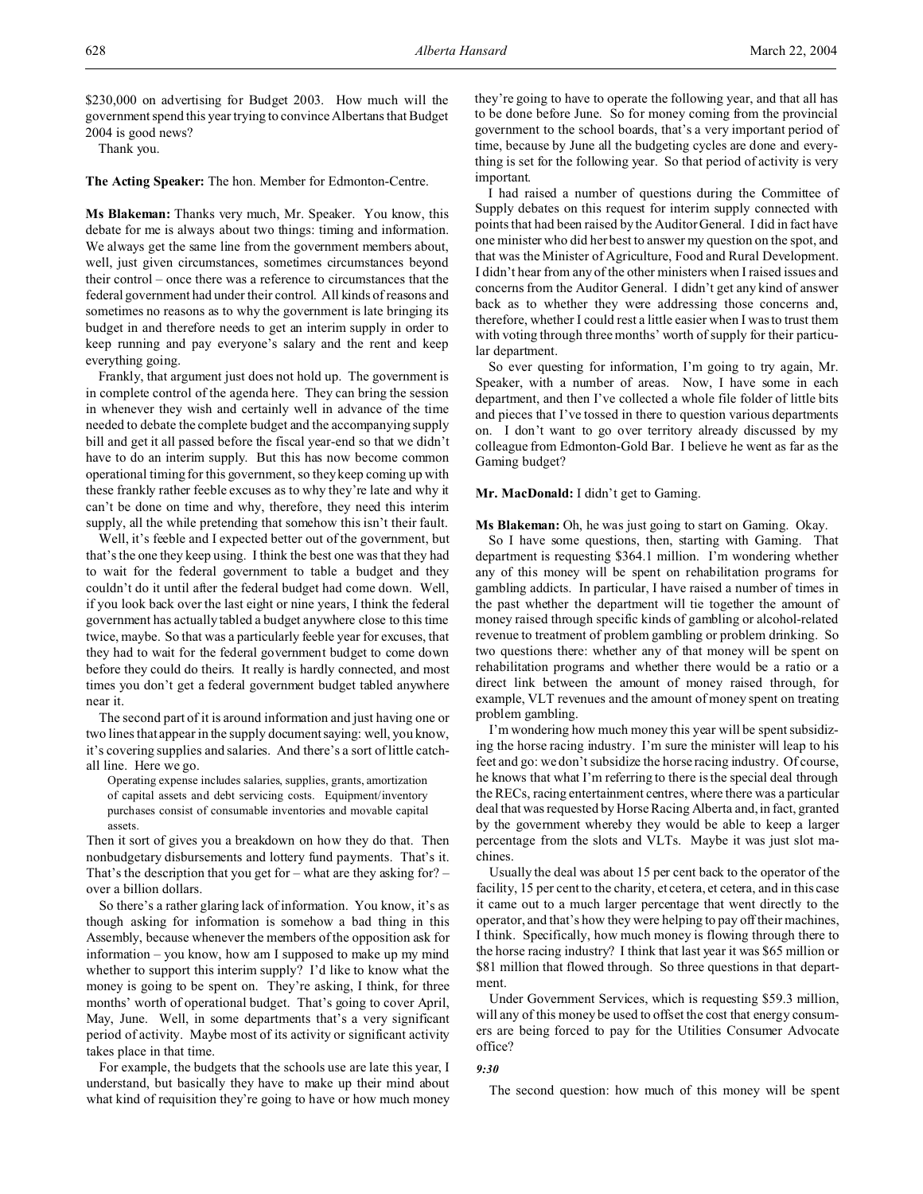$230,000 on advertising for Budget 2003. How much will the government spend this year trying to convince Albertans that Budget 2004 is good news?

Thank you.

**The Acting Speaker:** The hon. Member for Edmonton-Centre.

**Ms Blakeman:** Thanks very much, Mr. Speaker. You know, this debate for me is always about two things: timing and information. We always get the same line from the government members about, well, just given circumstances, sometimes circumstances beyond their control – once there was a reference to circumstances that the federal government had under their control. All kinds of reasons and sometimes no reasons as to why the government is late bringing its budget in and therefore needs to get an interim supply in order to keep running and pay everyone's salary and the rent and keep everything going.

Frankly, that argument just does not hold up. The government is in complete control of the agenda here. They can bring the session in whenever they wish and certainly well in advance of the time needed to debate the complete budget and the accompanying supply bill and get it all passed before the fiscal year-end so that we didn't have to do an interim supply. But this has now become common operational timing for this government, so they keep coming up with these frankly rather feeble excuses as to why they're late and why it can't be done on time and why, therefore, they need this interim supply, all the while pretending that somehow this isn't their fault.

Well, it's feeble and I expected better out of the government, but that's the one they keep using. I think the best one was that they had to wait for the federal government to table a budget and they couldn't do it until after the federal budget had come down. Well, if you look back over the last eight or nine years, I think the federal government has actually tabled a budget anywhere close to this time twice, maybe. So that was a particularly feeble year for excuses, that they had to wait for the federal government budget to come down before they could do theirs. It really is hardly connected, and most times you don't get a federal government budget tabled anywhere near it.

The second part of it is around information and just having one or two lines that appear in the supply document saying: well, you know, it's covering supplies and salaries. And there's a sort of little catch-all line. Here we go.

> Operating expense includes salaries, supplies, grants, amortization of capital assets and debt servicing costs. Equipment/inventory purchases consist of consumable inventories and movable capital assets.

Then it sort of gives you a breakdown on how they do that. Then nonbudgetary disbursements and lottery fund payments. That's it. That's the description that you get for – what are they asking for? – over a billion dollars.

So there's a rather glaring lack of information. You know, it's as though asking for information is somehow a bad thing in this Assembly, because whenever the members of the opposition ask for information – you know, how am I supposed to make up my mind whether to support this interim supply? I'd like to know what the money is going to be spent on. They're asking, I think, for three months' worth of operational budget. That's going to cover April, May, June. Well, in some departments that's a very significant period of activity. Maybe most of its activity or significant activity takes place in that time.

For example, the budgets that the schools use are late this year, I understand, but basically they have to make up their mind about what kind of requisition they're going to have or how much money they're going to have to operate the following year, and that all has to be done before June. So for money coming from the provincial government to the school boards, that's a very important period of time, because by June all the budgeting cycles are done and everything is set for the following year. So that period of activity is very important.

I had raised a number of questions during the Committee of Supply debates on this request for interim supply connected with points that had been raised by the Auditor General. I did in fact have one minister who did her best to answer my question on the spot, and that was the Minister of Agriculture, Food and Rural Development. I didn't hear from any of the other ministers when I raised issues and concerns from the Auditor General. I didn't get any kind of answer back as to whether they were addressing those concerns and, therefore, whether I could rest a little easier when I was to trust them with voting through three months' worth of supply for their particular department.

So ever questing for information, I'm going to try again, Mr. Speaker, with a number of areas. Now, I have some in each department, and then I've collected a whole file folder of little bits and pieces that I've tossed in there to question various departments on. I don't want to go over territory already discussed by my colleague from Edmonton-Gold Bar. I believe he went as far as the Gaming budget?

**Mr. MacDonald:** I didn't get to Gaming.

**Ms Blakeman:** Oh, he was just going to start on Gaming. Okay.

So I have some questions, then, starting with Gaming. That department is requesting $364.1 million. I'm wondering whether any of this money will be spent on rehabilitation programs for gambling addicts. In particular, I have raised a number of times in the past whether the department will tie together the amount of money raised through specific kinds of gambling or alcohol-related revenue to treatment of problem gambling or problem drinking. So two questions there: whether any of that money will be spent on rehabilitation programs and whether there would be a ratio or a direct link between the amount of money raised through, for example, VLT revenues and the amount of money spent on treating problem gambling.

I'm wondering how much money this year will be spent subsidizing the horse racing industry. I'm sure the minister will leap to his feet and go: we don't subsidize the horse racing industry. Of course, he knows that what I'm referring to there is the special deal through the RECs, racing entertainment centres, where there was a particular deal that was requested by Horse Racing Alberta and, in fact, granted by the government whereby they would be able to keep a larger percentage from the slots and VLTs. Maybe it was just slot machines.

Usually the deal was about 15 per cent back to the operator of the facility, 15 per cent to the charity, et cetera, et cetera, and in this case it came out to a much larger percentage that went directly to the operator, and that's how they were helping to pay off their machines, I think. Specifically, how much money is flowing through there to the horse racing industry? I think that last year it was $65 million or $81 million that flowed through. So three questions in that department.

Under Government Services, which is requesting $59.3 million, will any of this money be used to offset the cost that energy consumers are being forced to pay for the Utilities Consumer Advocate office?

*9:30*

The second question: how much of this money will be spent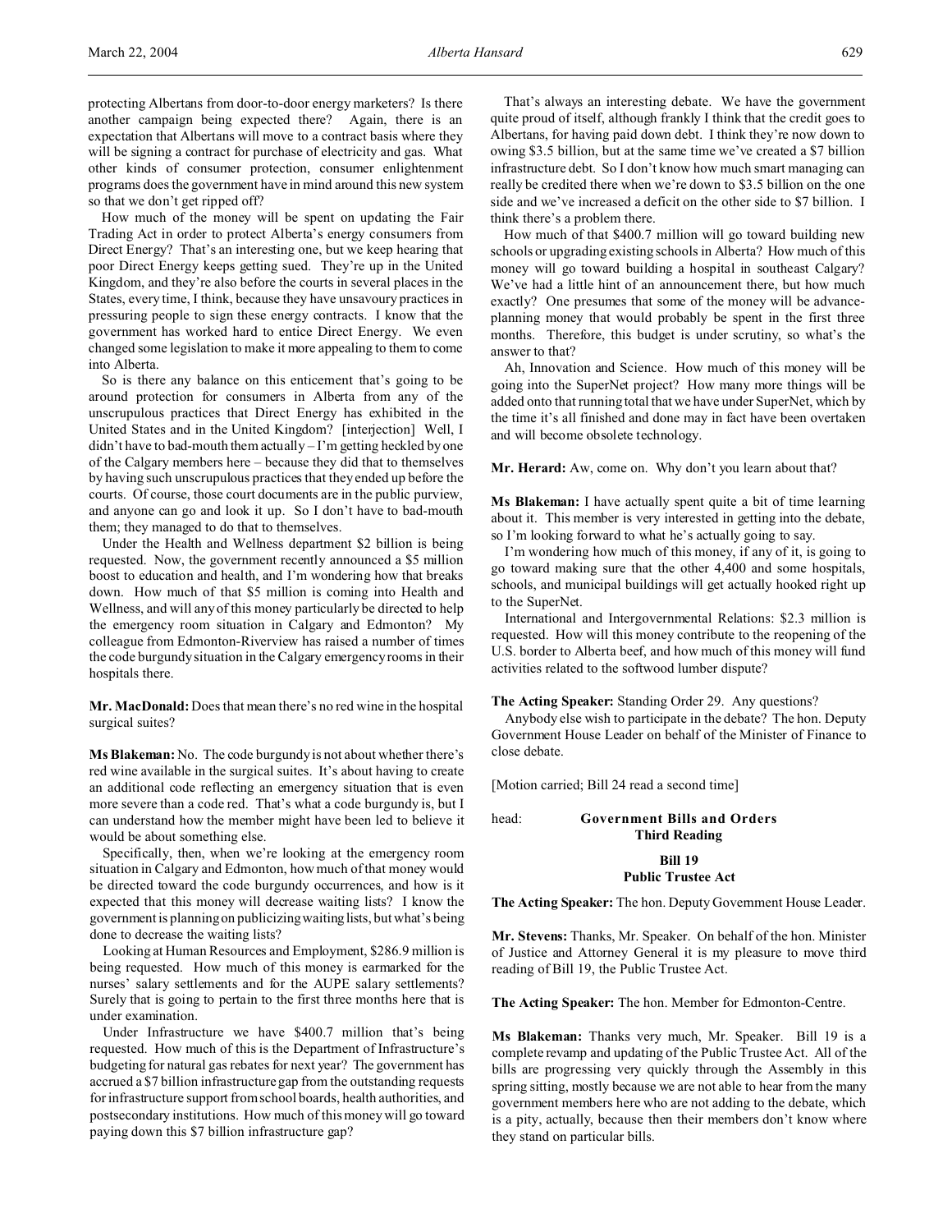protecting Albertans from door-to-door energy marketers? Is there another campaign being expected there? Again, there is an expectation that Albertans will move to a contract basis where they will be signing a contract for purchase of electricity and gas. What other kinds of consumer protection, consumer enlightenment programs does the government have in mind around this new system so that we don't get ripped off?

How much of the money will be spent on updating the Fair Trading Act in order to protect Alberta's energy consumers from Direct Energy? That's an interesting one, but we keep hearing that poor Direct Energy keeps getting sued. They're up in the United Kingdom, and they're also before the courts in several places in the States, every time, I think, because they have unsavoury practices in pressuring people to sign these energy contracts. I know that the government has worked hard to entice Direct Energy. We even changed some legislation to make it more appealing to them to come into Alberta.

So is there any balance on this enticement that's going to be around protection for consumers in Alberta from any of the unscrupulous practices that Direct Energy has exhibited in the United States and in the United Kingdom? [interjection] Well, I didn't have to bad-mouth them actually – I'm getting heckled by one of the Calgary members here – because they did that to themselves by having such unscrupulous practices that they ended up before the courts. Of course, those court documents are in the public purview, and anyone can go and look it up. So I don't have to bad-mouth them; they managed to do that to themselves.

Under the Health and Wellness department $2 billion is being requested. Now, the government recently announced a $5 million boost to education and health, and I'm wondering how that breaks down. How much of that $5 million is coming into Health and Wellness, and will any of this money particularly be directed to help the emergency room situation in Calgary and Edmonton? My colleague from Edmonton-Riverview has raised a number of times the code burgundy situation in the Calgary emergency rooms in their hospitals there.

**Mr. MacDonald:** Does that mean there's no red wine in the hospital surgical suites?

**Ms Blakeman:** No. The code burgundy is not about whether there's red wine available in the surgical suites. It's about having to create an additional code reflecting an emergency situation that is even more severe than a code red. That's what a code burgundy is, but I can understand how the member might have been led to believe it would be about something else.

Specifically, then, when we're looking at the emergency room situation in Calgary and Edmonton, how much of that money would be directed toward the code burgundy occurrences, and how is it expected that this money will decrease waiting lists? I know the government is planning on publicizing waiting lists, but what's being done to decrease the waiting lists?

Looking at Human Resources and Employment, $286.9 million is being requested. How much of this money is earmarked for the nurses' salary settlements and for the AUPE salary settlements? Surely that is going to pertain to the first three months here that is under examination.

Under Infrastructure we have $400.7 million that's being requested. How much of this is the Department of Infrastructure's budgeting for natural gas rebates for next year? The government has accrued a $7 billion infrastructure gap from the outstanding requests for infrastructure support from school boards, health authorities, and postsecondary institutions. How much of this money will go toward paying down this $7 billion infrastructure gap?

That's always an interesting debate. We have the government quite proud of itself, although frankly I think that the credit goes to Albertans, for having paid down debt. I think they're now down to owing $3.5 billion, but at the same time we've created a $7 billion infrastructure debt. So I don't know how much smart managing can really be credited there when we're down to $3.5 billion on the one side and we've increased a deficit on the other side to $7 billion. I think there's a problem there.

How much of that $400.7 million will go toward building new schools or upgrading existing schools in Alberta? How much of this money will go toward building a hospital in southeast Calgary? We've had a little hint of an announcement there, but how much exactly? One presumes that some of the money will be advance-planning money that would probably be spent in the first three months. Therefore, this budget is under scrutiny, so what's the answer to that?

Ah, Innovation and Science. How much of this money will be going into the SuperNet project? How many more things will be added onto that running total that we have under SuperNet, which by the time it's all finished and done may in fact have been overtaken and will become obsolete technology.

**Mr. Herard:** Aw, come on. Why don't you learn about that?

**Ms Blakeman:** I have actually spent quite a bit of time learning about it. This member is very interested in getting into the debate, so I'm looking forward to what he's actually going to say.

I'm wondering how much of this money, if any of it, is going to go toward making sure that the other 4,400 and some hospitals, schools, and municipal buildings will get actually hooked right up to the SuperNet.

International and Intergovernmental Relations: $2.3 million is requested. How will this money contribute to the reopening of the U.S. border to Alberta beef, and how much of this money will fund activities related to the softwood lumber dispute?

**The Acting Speaker:** Standing Order 29. Any questions?

Anybody else wish to participate in the debate? The hon. Deputy Government House Leader on behalf of the Minister of Finance to close debate.

[Motion carried; Bill 24 read a second time]

head: **Government Bills and Orders**
**Third Reading**

**Bill 19**
**Public Trustee Act**

**The Acting Speaker:** The hon. Deputy Government House Leader.

**Mr. Stevens:** Thanks, Mr. Speaker. On behalf of the hon. Minister of Justice and Attorney General it is my pleasure to move third reading of Bill 19, the Public Trustee Act.

**The Acting Speaker:** The hon. Member for Edmonton-Centre.

**Ms Blakeman:** Thanks very much, Mr. Speaker. Bill 19 is a complete revamp and updating of the Public Trustee Act. All of the bills are progressing very quickly through the Assembly in this spring sitting, mostly because we are not able to hear from the many government members here who are not adding to the debate, which is a pity, actually, because then their members don't know where they stand on particular bills.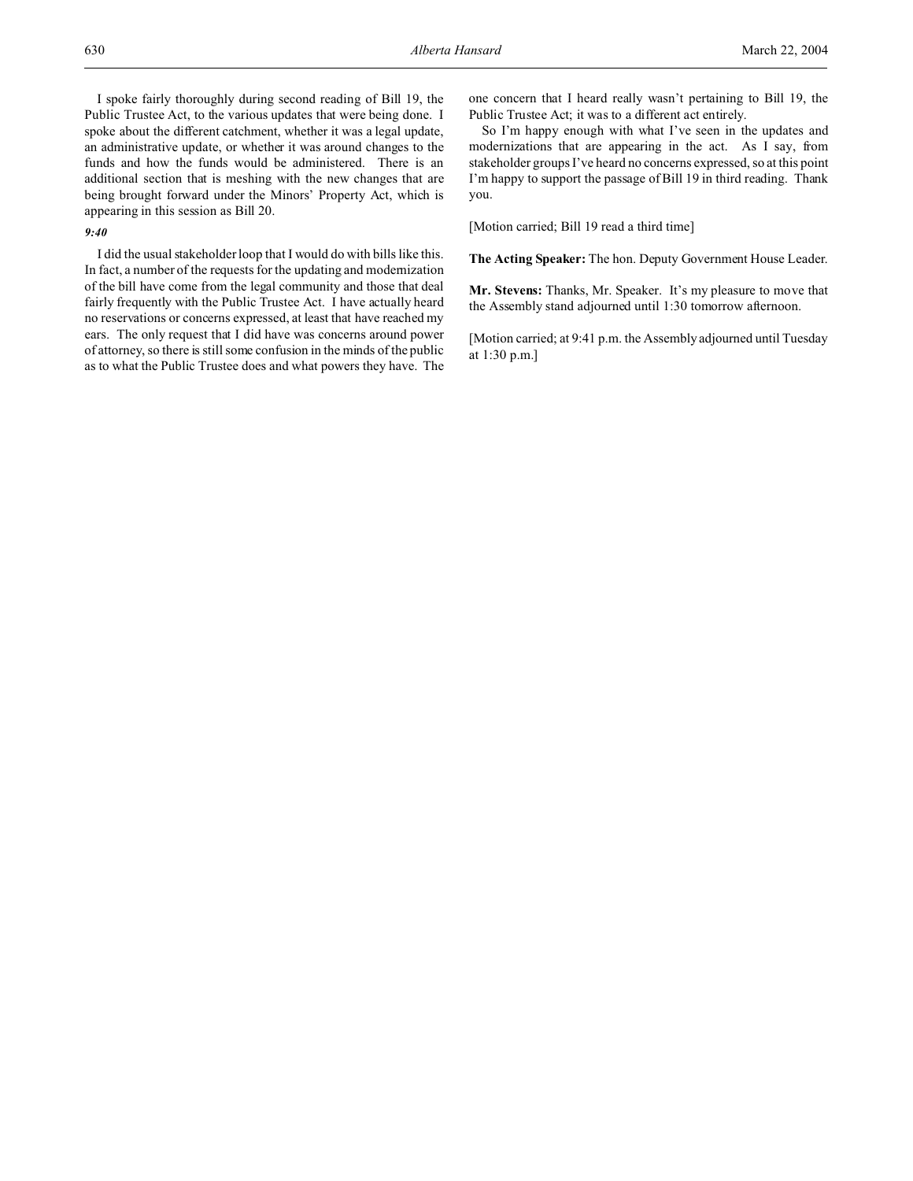I spoke fairly thoroughly during second reading of Bill 19, the Public Trustee Act, to the various updates that were being done. I spoke about the different catchment, whether it was a legal update, an administrative update, or whether it was around changes to the funds and how the funds would be administered. There is an additional section that is meshing with the new changes that are being brought forward under the Minors' Property Act, which is appearing in this session as Bill 20.

*9:40*

I did the usual stakeholder loop that I would do with bills like this. In fact, a number of the requests for the updating and modernization of the bill have come from the legal community and those that deal fairly frequently with the Public Trustee Act. I have actually heard no reservations or concerns expressed, at least that have reached my ears. The only request that I did have was concerns around power of attorney, so there is still some confusion in the minds of the public as to what the Public Trustee does and what powers they have. The one concern that I heard really wasn't pertaining to Bill 19, the Public Trustee Act; it was to a different act entirely.

So I'm happy enough with what I've seen in the updates and modernizations that are appearing in the act. As I say, from stakeholder groups I've heard no concerns expressed, so at this point I'm happy to support the passage of Bill 19 in third reading. Thank you.

[Motion carried; Bill 19 read a third time]

**The Acting Speaker:** The hon. Deputy Government House Leader.

**Mr. Stevens:** Thanks, Mr. Speaker. It's my pleasure to move that the Assembly stand adjourned until 1:30 tomorrow afternoon.

[Motion carried; at 9:41 p.m. the Assembly adjourned until Tuesday at 1:30 p.m.]